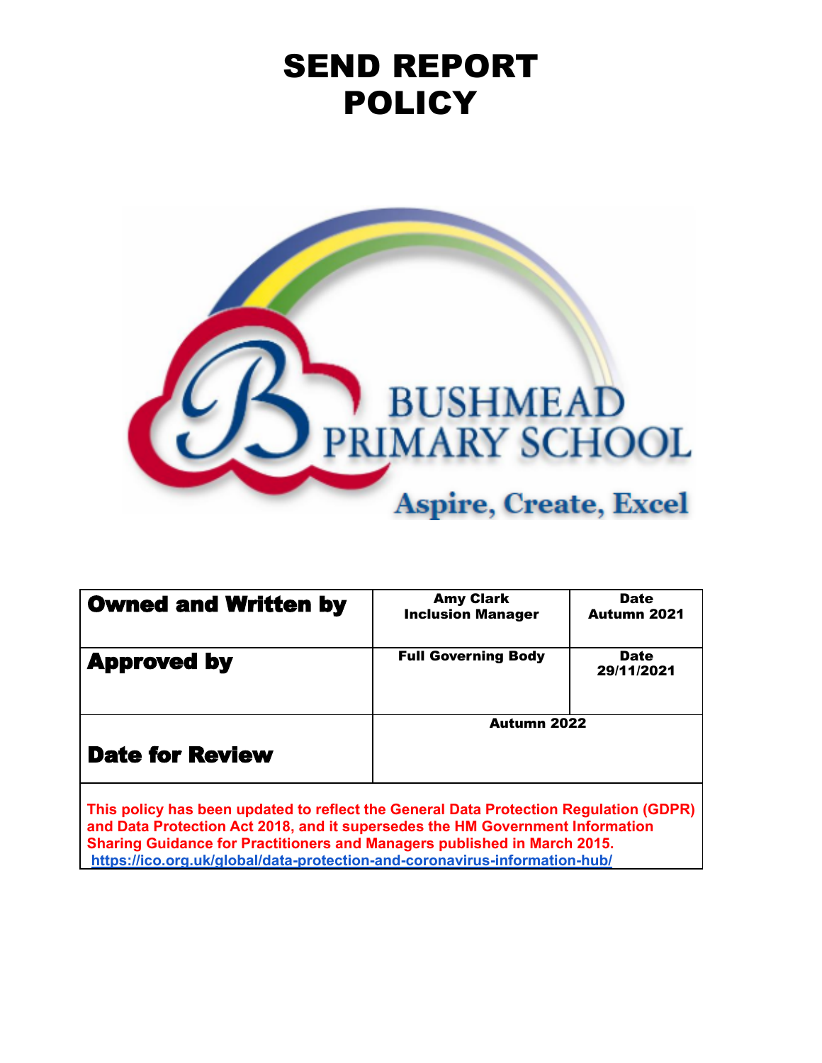# SEND REPORT POLICY

BUSHMEAD PRIMARY SCHOOL

Aspire, Create, Excel

| **Owned and Written by** | **Amy Clark Inclusion Manager** | **Date Autumn 2021** |
|---|---|---|
| **Approved by** | **Full Governing Body** | **Date 29/11/2021** |
| **Date for Review** | **Autumn 2022** | |

**This policy has been updated to reflect the General Data Protection Regulation (GDPR) and Data Protection Act 2018, and it supersedes the HM Government Information Sharing Guidance for Practitioners and Managers published in March 2015.**
**https://ico.org.uk/global/data-protection-and-coronavirus-information-hub/**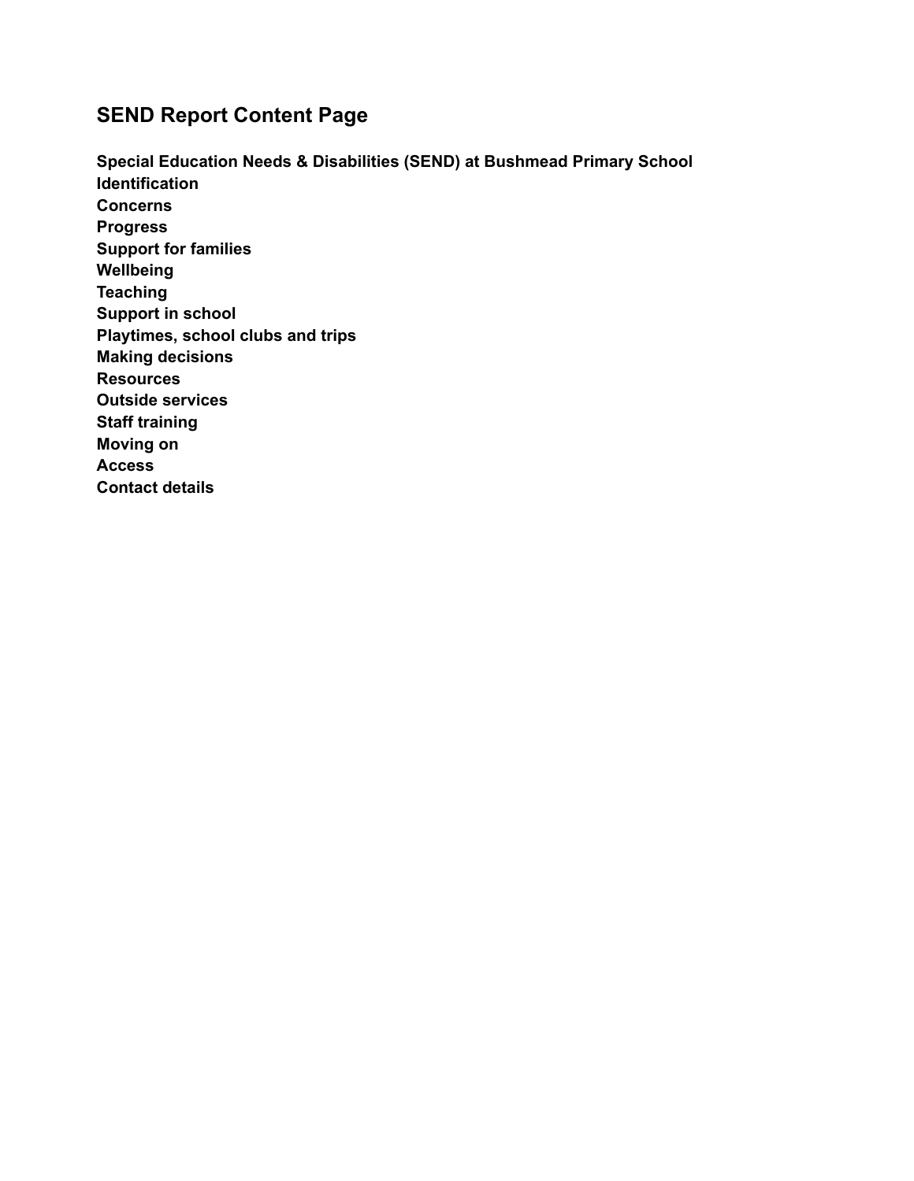## SEND Report Content Page

**Special Education Needs & Disabilities (SEND) at Bushmead Primary School**
**Identification**
**Concerns**
**Progress**
**Support for families**
**Wellbeing**
**Teaching**
**Support in school**
**Playtimes, school clubs and trips**
**Making decisions**
**Resources**
**Outside services**
**Staff training**
**Moving on**
**Access**
**Contact details**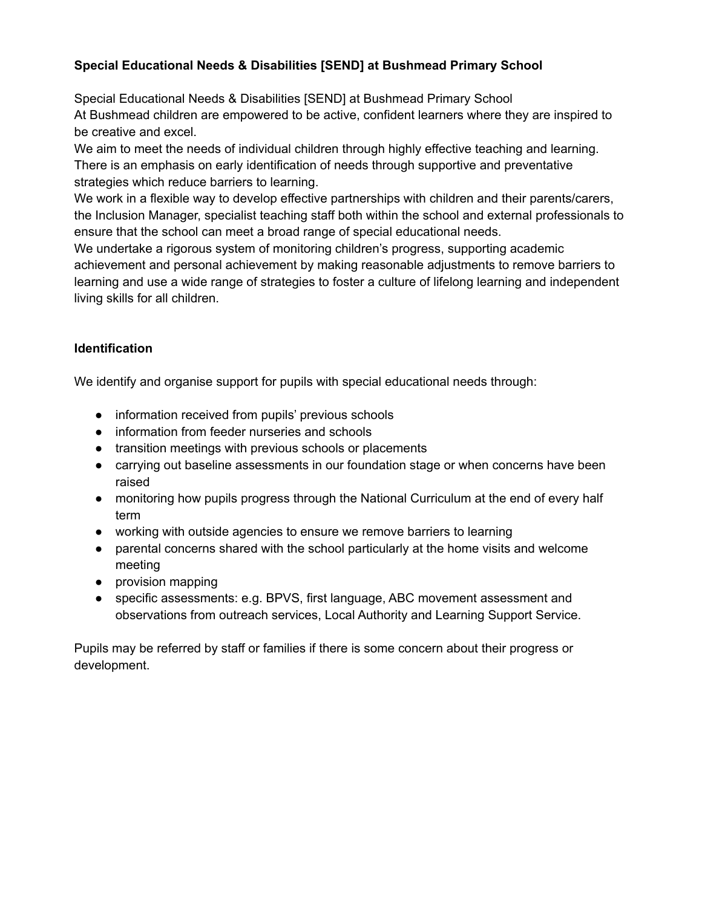**Special Educational Needs & Disabilities [SEND] at Bushmead Primary School**

Special Educational Needs & Disabilities [SEND] at Bushmead Primary School
At Bushmead children are empowered to be active, confident learners where they are inspired to be creative and excel.
We aim to meet the needs of individual children through highly effective teaching and learning. There is an emphasis on early identification of needs through supportive and preventative strategies which reduce barriers to learning.
We work in a flexible way to develop effective partnerships with children and their parents/carers, the Inclusion Manager, specialist teaching staff both within the school and external professionals to ensure that the school can meet a broad range of special educational needs.
We undertake a rigorous system of monitoring children's progress, supporting academic achievement and personal achievement by making reasonable adjustments to remove barriers to learning and use a wide range of strategies to foster a culture of lifelong learning and independent living skills for all children.

**Identification**

We identify and organise support for pupils with special educational needs through:

- information received from pupils' previous schools
- information from feeder nurseries and schools
- transition meetings with previous schools or placements
- carrying out baseline assessments in our foundation stage or when concerns have been raised
- monitoring how pupils progress through the National Curriculum at the end of every half term
- working with outside agencies to ensure we remove barriers to learning
- parental concerns shared with the school particularly at the home visits and welcome meeting
- provision mapping
- specific assessments: e.g. BPVS, first language, ABC movement assessment and observations from outreach services, Local Authority and Learning Support Service.

Pupils may be referred by staff or families if there is some concern about their progress or development.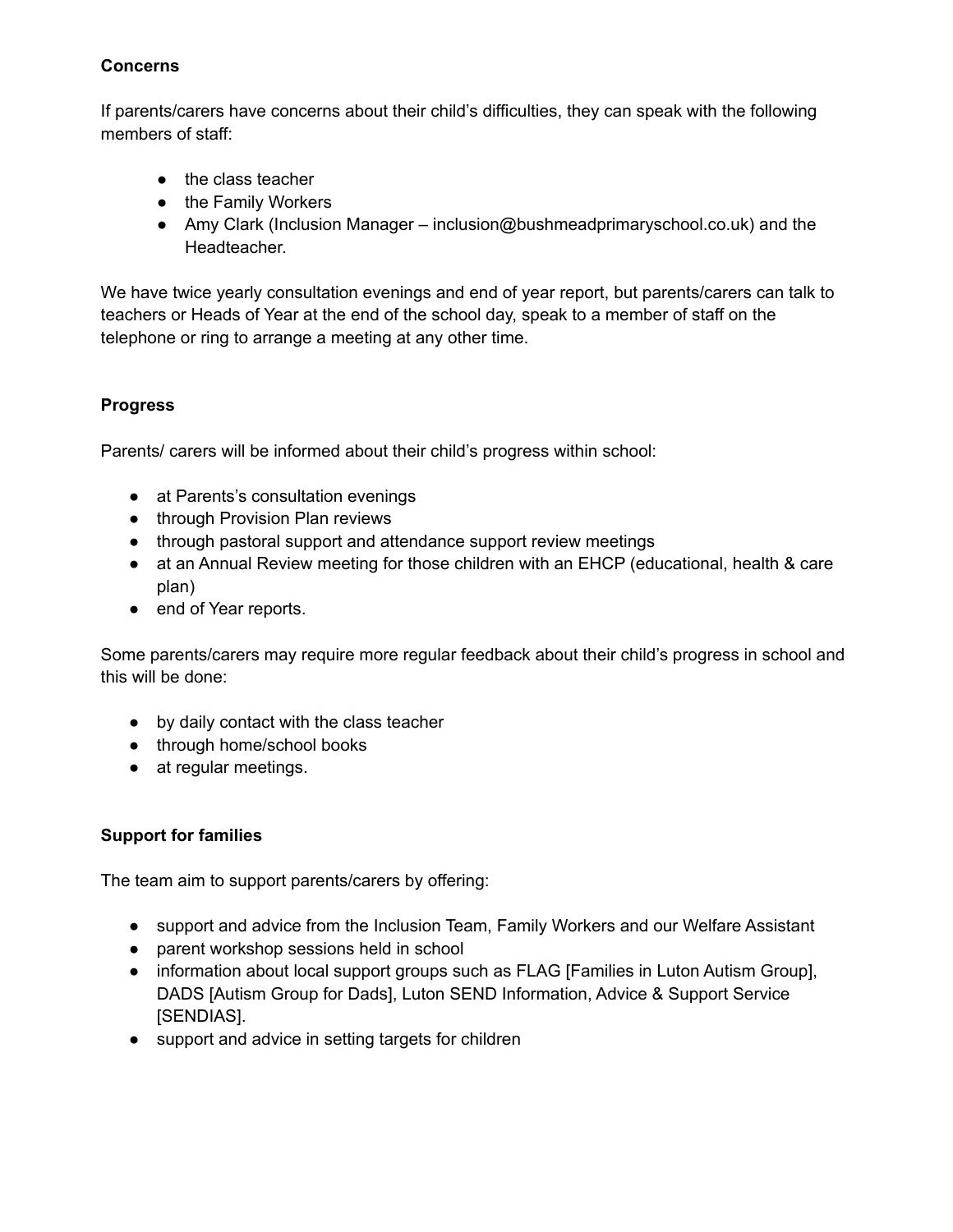**Concerns**

If parents/carers have concerns about their child's difficulties, they can speak with the following members of staff:

- the class teacher
- the Family Workers
- Amy Clark (Inclusion Manager – inclusion@bushmeadprimaryschool.co.uk) and the Headteacher.

We have twice yearly consultation evenings and end of year report, but parents/carers can talk to teachers or Heads of Year at the end of the school day, speak to a member of staff on the telephone or ring to arrange a meeting at any other time.

**Progress**

Parents/ carers will be informed about their child's progress within school:

- at Parents's consultation evenings
- through Provision Plan reviews
- through pastoral support and attendance support review meetings
- at an Annual Review meeting for those children with an EHCP (educational, health & care plan)
- end of Year reports.

Some parents/carers may require more regular feedback about their child's progress in school and this will be done:

- by daily contact with the class teacher
- through home/school books
- at regular meetings.

**Support for families**

The team aim to support parents/carers by offering:

- support and advice from the Inclusion Team, Family Workers and our Welfare Assistant
- parent workshop sessions held in school
- information about local support groups such as FLAG [Families in Luton Autism Group], DADS [Autism Group for Dads], Luton SEND Information, Advice & Support Service [SENDIAS].
- support and advice in setting targets for children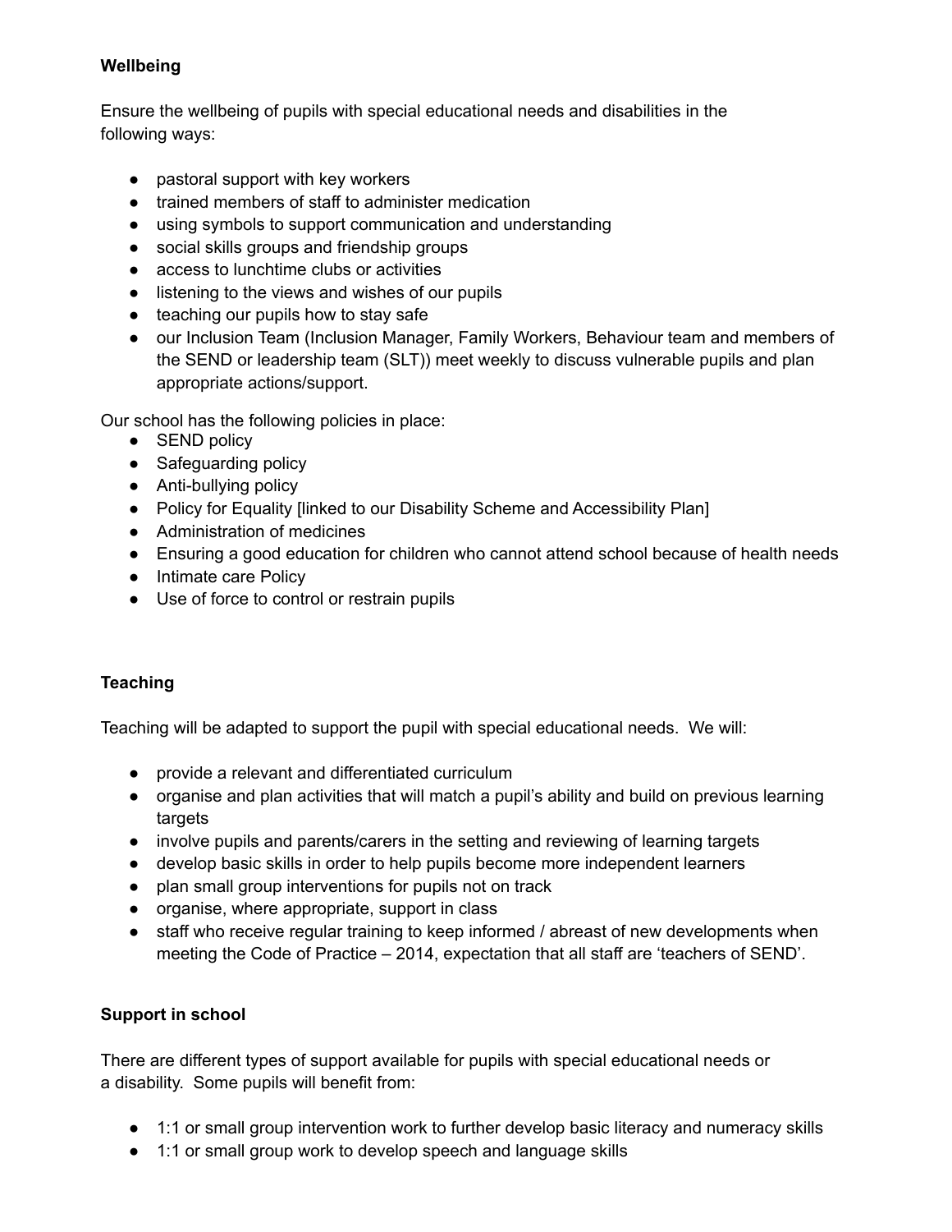**Wellbeing**

Ensure the wellbeing of pupils with special educational needs and disabilities in the following ways:

- pastoral support with key workers
- trained members of staff to administer medication
- using symbols to support communication and understanding
- social skills groups and friendship groups
- access to lunchtime clubs or activities
- listening to the views and wishes of our pupils
- teaching our pupils how to stay safe
- our Inclusion Team (Inclusion Manager, Family Workers, Behaviour team and members of the SEND or leadership team (SLT)) meet weekly to discuss vulnerable pupils and plan appropriate actions/support.

Our school has the following policies in place:

- SEND policy
- Safeguarding policy
- Anti-bullying policy
- Policy for Equality [linked to our Disability Scheme and Accessibility Plan]
- Administration of medicines
- Ensuring a good education for children who cannot attend school because of health needs
- Intimate care Policy
- Use of force to control or restrain pupils

**Teaching**

Teaching will be adapted to support the pupil with special educational needs. We will:

- provide a relevant and differentiated curriculum
- organise and plan activities that will match a pupil's ability and build on previous learning targets
- involve pupils and parents/carers in the setting and reviewing of learning targets
- develop basic skills in order to help pupils become more independent learners
- plan small group interventions for pupils not on track
- organise, where appropriate, support in class
- staff who receive regular training to keep informed / abreast of new developments when meeting the Code of Practice – 2014, expectation that all staff are 'teachers of SEND'.

**Support in school**

There are different types of support available for pupils with special educational needs or a disability. Some pupils will benefit from:

- 1:1 or small group intervention work to further develop basic literacy and numeracy skills
- 1:1 or small group work to develop speech and language skills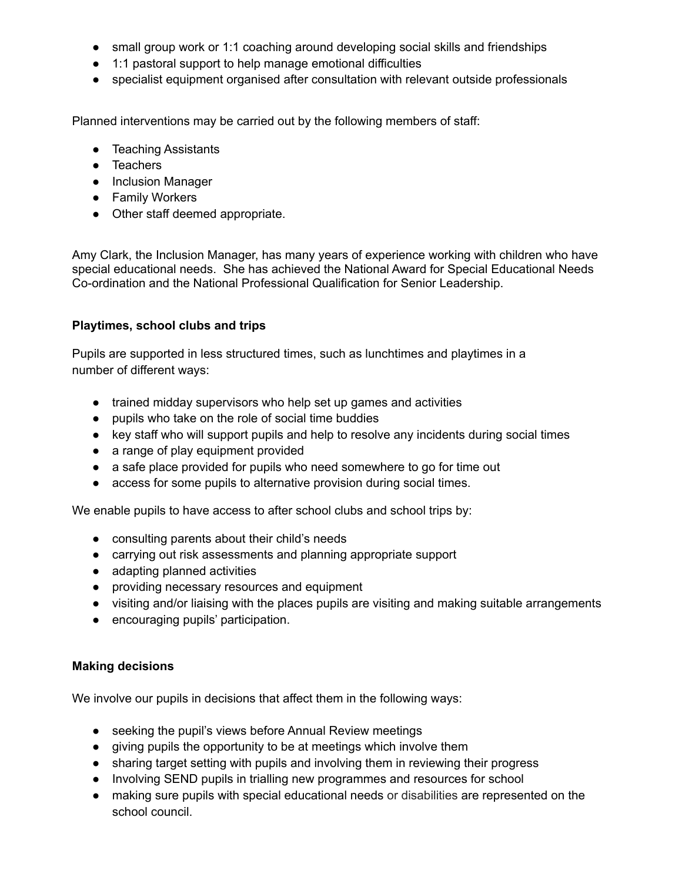- small group work or 1:1 coaching around developing social skills and friendships
- 1:1 pastoral support to help manage emotional difficulties
- specialist equipment organised after consultation with relevant outside professionals

Planned interventions may be carried out by the following members of staff:

- Teaching Assistants
- Teachers
- Inclusion Manager
- Family Workers
- Other staff deemed appropriate.

Amy Clark, the Inclusion Manager, has many years of experience working with children who have special educational needs. She has achieved the National Award for Special Educational Needs Co-ordination and the National Professional Qualification for Senior Leadership.

**Playtimes, school clubs and trips**

Pupils are supported in less structured times, such as lunchtimes and playtimes in a number of different ways:

- trained midday supervisors who help set up games and activities
- pupils who take on the role of social time buddies
- key staff who will support pupils and help to resolve any incidents during social times
- a range of play equipment provided
- a safe place provided for pupils who need somewhere to go for time out
- access for some pupils to alternative provision during social times.

We enable pupils to have access to after school clubs and school trips by:

- consulting parents about their child's needs
- carrying out risk assessments and planning appropriate support
- adapting planned activities
- providing necessary resources and equipment
- visiting and/or liaising with the places pupils are visiting and making suitable arrangements
- encouraging pupils' participation.

**Making decisions**

We involve our pupils in decisions that affect them in the following ways:

- seeking the pupil's views before Annual Review meetings
- giving pupils the opportunity to be at meetings which involve them
- sharing target setting with pupils and involving them in reviewing their progress
- Involving SEND pupils in trialling new programmes and resources for school
- making sure pupils with special educational needs or disabilities are represented on the school council.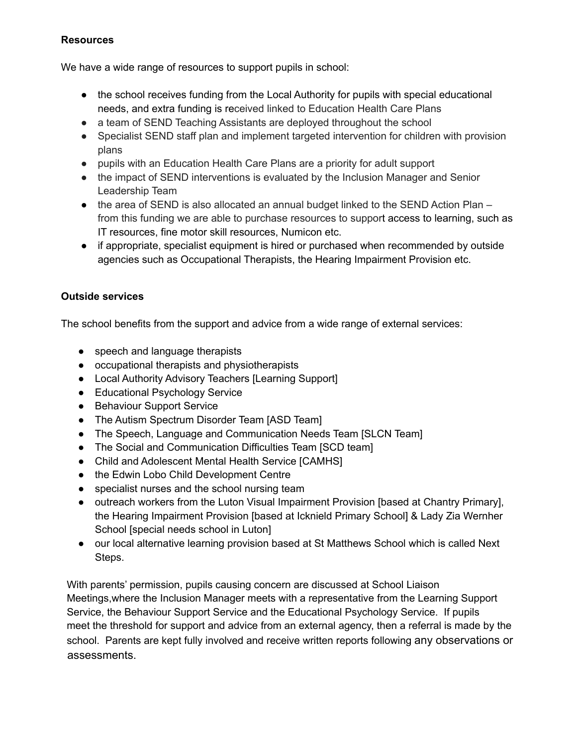**Resources**

We have a wide range of resources to support pupils in school:

- the school receives funding from the Local Authority for pupils with special educational needs, and extra funding is received linked to Education Health Care Plans
- a team of SEND Teaching Assistants are deployed throughout the school
- Specialist SEND staff plan and implement targeted intervention for children with provision plans
- pupils with an Education Health Care Plans are a priority for adult support
- the impact of SEND interventions is evaluated by the Inclusion Manager and Senior Leadership Team
- the area of SEND is also allocated an annual budget linked to the SEND Action Plan – from this funding we are able to purchase resources to support access to learning, such as IT resources, fine motor skill resources, Numicon etc.
- if appropriate, specialist equipment is hired or purchased when recommended by outside agencies such as Occupational Therapists, the Hearing Impairment Provision etc.

**Outside services**

The school benefits from the support and advice from a wide range of external services:

- speech and language therapists
- occupational therapists and physiotherapists
- Local Authority Advisory Teachers [Learning Support]
- Educational Psychology Service
- Behaviour Support Service
- The Autism Spectrum Disorder Team [ASD Team]
- The Speech, Language and Communication Needs Team [SLCN Team]
- The Social and Communication Difficulties Team [SCD team]
- Child and Adolescent Mental Health Service [CAMHS]
- the Edwin Lobo Child Development Centre
- specialist nurses and the school nursing team
- outreach workers from the Luton Visual Impairment Provision [based at Chantry Primary], the Hearing Impairment Provision [based at Icknield Primary School] & Lady Zia Wernher School [special needs school in Luton]
- our local alternative learning provision based at St Matthews School which is called Next Steps.

With parents' permission, pupils causing concern are discussed at School Liaison Meetings,where the Inclusion Manager meets with a representative from the Learning Support Service, the Behaviour Support Service and the Educational Psychology Service. If pupils meet the threshold for support and advice from an external agency, then a referral is made by the school. Parents are kept fully involved and receive written reports following any observations or assessments.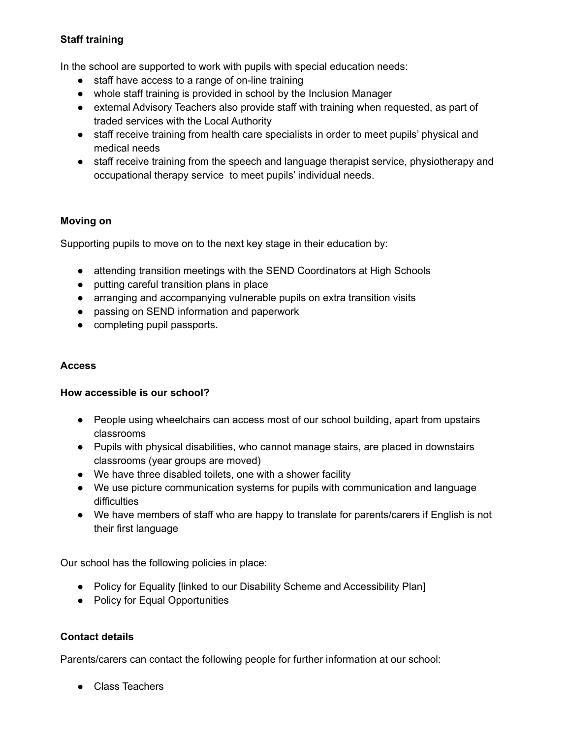**Staff training**

In the school are supported to work with pupils with special education needs:

- staff have access to a range of on-line training
- whole staff training is provided in school by the Inclusion Manager
- external Advisory Teachers also provide staff with training when requested, as part of traded services with the Local Authority
- staff receive training from health care specialists in order to meet pupils' physical and medical needs
- staff receive training from the speech and language therapist service, physiotherapy and occupational therapy service to meet pupils' individual needs.

**Moving on**

Supporting pupils to move on to the next key stage in their education by:

- attending transition meetings with the SEND Coordinators at High Schools
- putting careful transition plans in place
- arranging and accompanying vulnerable pupils on extra transition visits
- passing on SEND information and paperwork
- completing pupil passports.

**Access**

**How accessible is our school?**

- People using wheelchairs can access most of our school building, apart from upstairs classrooms
- Pupils with physical disabilities, who cannot manage stairs, are placed in downstairs classrooms (year groups are moved)
- We have three disabled toilets, one with a shower facility
- We use picture communication systems for pupils with communication and language difficulties
- We have members of staff who are happy to translate for parents/carers if English is not their first language

Our school has the following policies in place:

- Policy for Equality [linked to our Disability Scheme and Accessibility Plan]
- Policy for Equal Opportunities

**Contact details**

Parents/carers can contact the following people for further information at our school:

- Class Teachers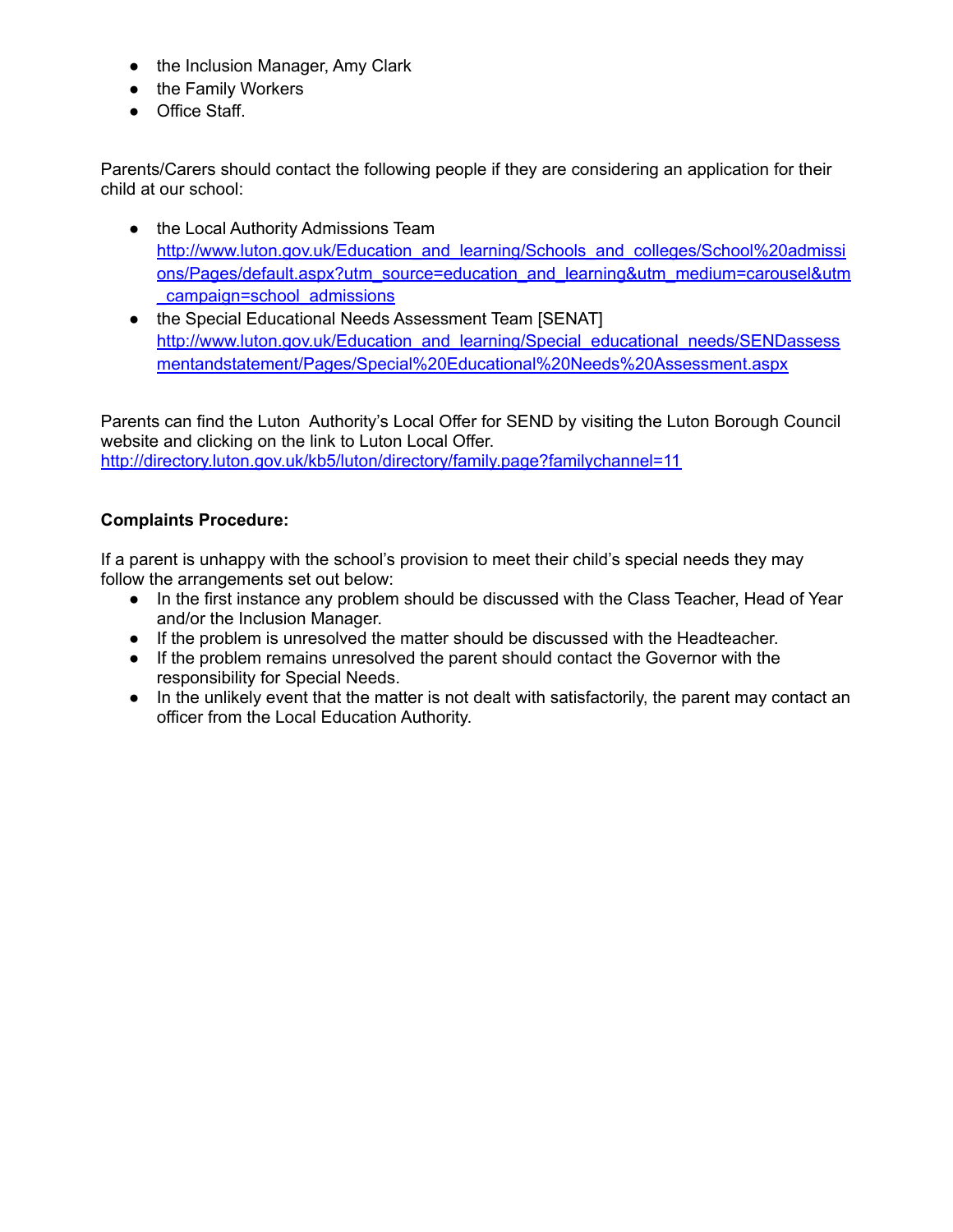- the Inclusion Manager, Amy Clark
- the Family Workers
- Office Staff.

Parents/Carers should contact the following people if they are considering an application for their child at our school:

- the Local Authority Admissions Team http://www.luton.gov.uk/Education_and_learning/Schools_and_colleges/School%20admissions/Pages/default.aspx?utm_source=education_and_learning&utm_medium=carousel&utm_campaign=school_admissions
- the Special Educational Needs Assessment Team [SENAT] http://www.luton.gov.uk/Education_and_learning/Special_educational_needs/SENDassessmentandstatement/Pages/Special%20Educational%20Needs%20Assessment.aspx

Parents can find the Luton Authority's Local Offer for SEND by visiting the Luton Borough Council website and clicking on the link to Luton Local Offer.
http://directory.luton.gov.uk/kb5/luton/directory/family.page?familychannel=11

**Complaints Procedure:**

If a parent is unhappy with the school's provision to meet their child's special needs they may follow the arrangements set out below:

- In the first instance any problem should be discussed with the Class Teacher, Head of Year and/or the Inclusion Manager.
- If the problem is unresolved the matter should be discussed with the Headteacher.
- If the problem remains unresolved the parent should contact the Governor with the responsibility for Special Needs.
- In the unlikely event that the matter is not dealt with satisfactorily, the parent may contact an officer from the Local Education Authority.